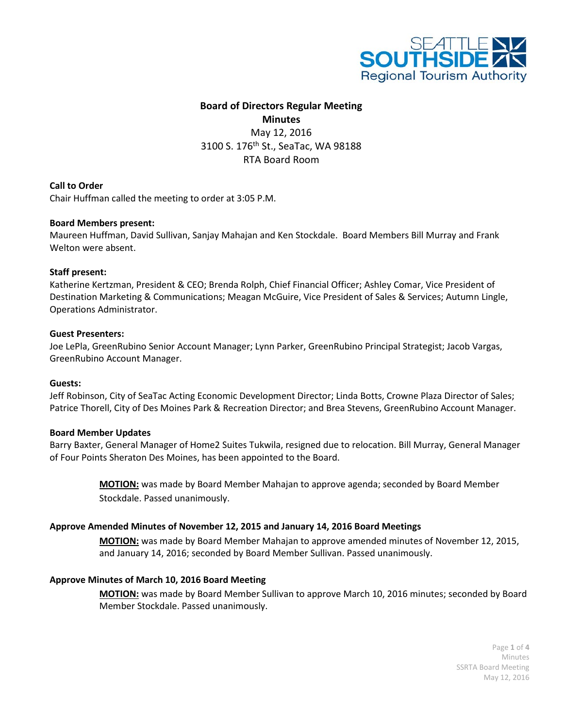# Board of Directors Regular Meeting

## Minutes

May 12, 2016
3100 S. 176th St., SeaTac, WA 98188
RTA Board Room

**Call to Order**
Chair Huffman called the meeting to order at 3:05 P.M.

**Board Members present:**
Maureen Huffman, David Sullivan, Sanjay Mahajan and Ken Stockdale. Board Members Bill Murray and Frank Welton were absent.

**Staff present:**
Katherine Kertzman, President & CEO; Brenda Rolph, Chief Financial Officer; Ashley Comar, Vice President of Destination Marketing & Communications; Meagan McGuire, Vice President of Sales & Services; Autumn Lingle, Operations Administrator.

**Guest Presenters:**
Joe LePla, GreenRubino Senior Account Manager; Lynn Parker, GreenRubino Principal Strategist; Jacob Vargas, GreenRubino Account Manager.

**Guests:**
Jeff Robinson, City of SeaTac Acting Economic Development Director; Linda Botts, Crowne Plaza Director of Sales; Patrice Thorell, City of Des Moines Park & Recreation Director; and Brea Stevens, GreenRubino Account Manager.

**Board Member Updates**
Barry Baxter, General Manager of Home2 Suites Tukwila, resigned due to relocation. Bill Murray, General Manager of Four Points Sheraton Des Moines, has been appointed to the Board.

> **MOTION:** was made by Board Member Mahajan to approve agenda; seconded by Board Member Stockdale. Passed unanimously.

**Approve Amended Minutes of November 12, 2015 and January 14, 2016 Board Meetings**

> **MOTION:** was made by Board Member Mahajan to approve amended minutes of November 12, 2015, and January 14, 2016; seconded by Board Member Sullivan. Passed unanimously.

**Approve Minutes of March 10, 2016 Board Meeting**

> **MOTION:** was made by Board Member Sullivan to approve March 10, 2016 minutes; seconded by Board Member Stockdale. Passed unanimously.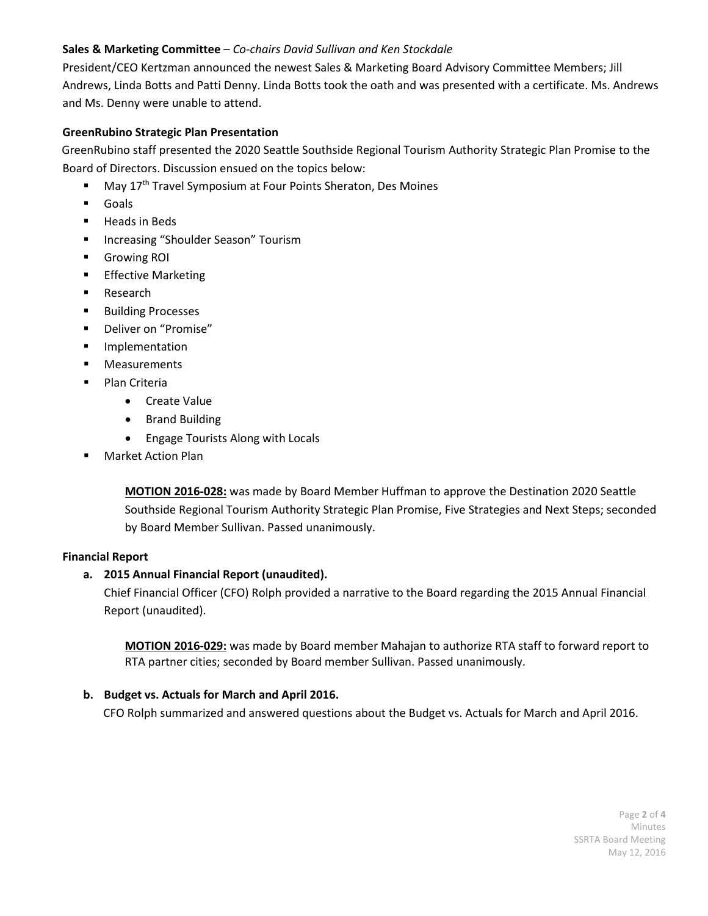**Sales & Marketing Committee** – *Co-chairs David Sullivan and Ken Stockdale*

President/CEO Kertzman announced the newest Sales & Marketing Board Advisory Committee Members; Jill Andrews, Linda Botts and Patti Denny. Linda Botts took the oath and was presented with a certificate. Ms. Andrews and Ms. Denny were unable to attend.

**GreenRubino Strategic Plan Presentation**

GreenRubino staff presented the 2020 Seattle Southside Regional Tourism Authority Strategic Plan Promise to the Board of Directors. Discussion ensued on the topics below:

- May 17th Travel Symposium at Four Points Sheraton, Des Moines
- Goals
- Heads in Beds
- Increasing "Shoulder Season" Tourism
- Growing ROI
- Effective Marketing
- Research
- Building Processes
- Deliver on "Promise"
- Implementation
- Measurements
- Plan Criteria
    - Create Value
    - Brand Building
    - Engage Tourists Along with Locals
- Market Action Plan

> **MOTION 2016-028:** was made by Board Member Huffman to approve the Destination 2020 Seattle Southside Regional Tourism Authority Strategic Plan Promise, Five Strategies and Next Steps; seconded by Board Member Sullivan. Passed unanimously.

**Financial Report**

**a. 2015 Annual Financial Report (unaudited).**

Chief Financial Officer (CFO) Rolph provided a narrative to the Board regarding the 2015 Annual Financial Report (unaudited).

> **MOTION 2016-029:** was made by Board member Mahajan to authorize RTA staff to forward report to RTA partner cities; seconded by Board member Sullivan. Passed unanimously.

**b. Budget vs. Actuals for March and April 2016.**

CFO Rolph summarized and answered questions about the Budget vs. Actuals for March and April 2016.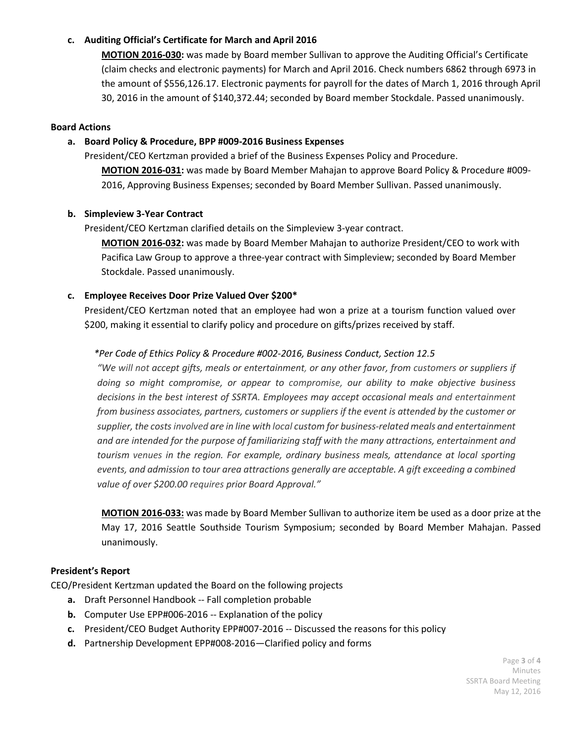**c. Auditing Official's Certificate for March and April 2016**

**MOTION 2016-030:** was made by Board member Sullivan to approve the Auditing Official's Certificate (claim checks and electronic payments) for March and April 2016. Check numbers 6862 through 6973 in the amount of $556,126.17. Electronic payments for payroll for the dates of March 1, 2016 through April 30, 2016 in the amount of $140,372.44; seconded by Board member Stockdale. Passed unanimously.

**Board Actions**

**a. Board Policy & Procedure, BPP #009-2016 Business Expenses**

President/CEO Kertzman provided a brief of the Business Expenses Policy and Procedure.

**MOTION 2016-031:** was made by Board Member Mahajan to approve Board Policy & Procedure #009-2016, Approving Business Expenses; seconded by Board Member Sullivan. Passed unanimously.

**b. Simpleview 3-Year Contract**

President/CEO Kertzman clarified details on the Simpleview 3-year contract.

**MOTION 2016-032:** was made by Board Member Mahajan to authorize President/CEO to work with Pacifica Law Group to approve a three-year contract with Simpleview; seconded by Board Member Stockdale. Passed unanimously.

**c. Employee Receives Door Prize Valued Over $200***

President/CEO Kertzman noted that an employee had won a prize at a tourism function valued over $200, making it essential to clarify policy and procedure on gifts/prizes received by staff.

*\*Per Code of Ethics Policy & Procedure #002-2016, Business Conduct, Section 12.5*

*"We will not accept gifts, meals or entertainment, or any other favor, from customers or suppliers if doing so might compromise, or appear to compromise, our ability to make objective business decisions in the best interest of SSRTA. Employees may accept occasional meals and entertainment from business associates, partners, customers or suppliers if the event is attended by the customer or supplier, the costs involved are in line with local custom for business-related meals and entertainment and are intended for the purpose of familiarizing staff with the many attractions, entertainment and tourism venues in the region. For example, ordinary business meals, attendance at local sporting events, and admission to tour area attractions generally are acceptable. A gift exceeding a combined value of over $200.00 requires prior Board Approval."*

**MOTION 2016-033:** was made by Board Member Sullivan to authorize item be used as a door prize at the May 17, 2016 Seattle Southside Tourism Symposium; seconded by Board Member Mahajan. Passed unanimously.

**President's Report**

CEO/President Kertzman updated the Board on the following projects

**a.** Draft Personnel Handbook -- Fall completion probable

**b.** Computer Use EPP#006-2016 -- Explanation of the policy

**c.** President/CEO Budget Authority EPP#007-2016 -- Discussed the reasons for this policy

**d.** Partnership Development EPP#008-2016—Clarified policy and forms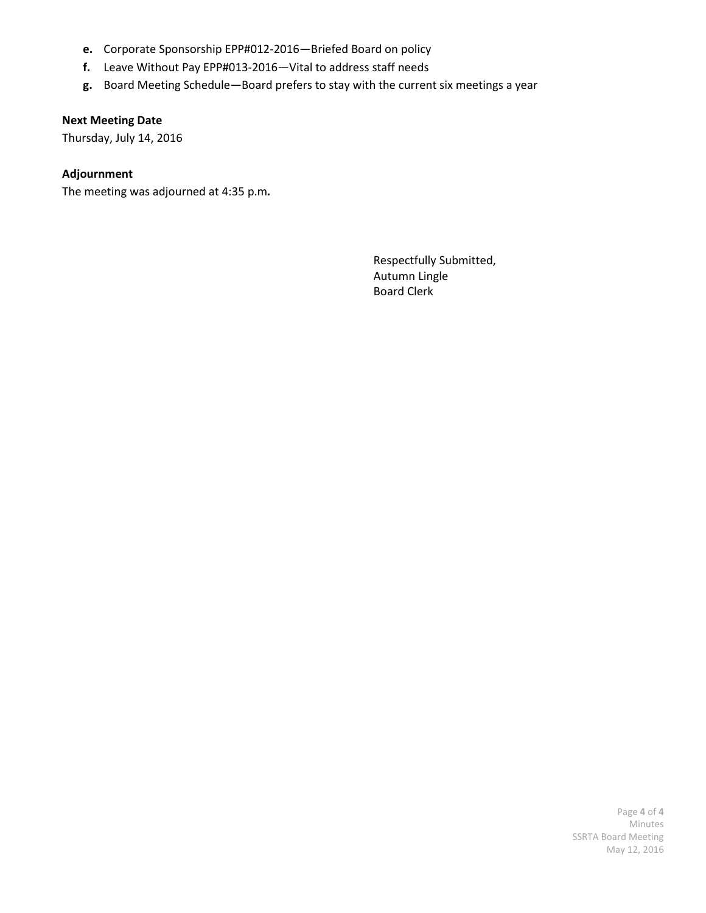- **e.** Corporate Sponsorship EPP#012-2016—Briefed Board on policy
- **f.** Leave Without Pay EPP#013-2016—Vital to address staff needs
- **g.** Board Meeting Schedule—Board prefers to stay with the current six meetings a year

**Next Meeting Date**

Thursday, July 14, 2016

**Adjournment**

The meeting was adjourned at 4:35 p.m.

Respectfully Submitted,
Autumn Lingle
Board Clerk